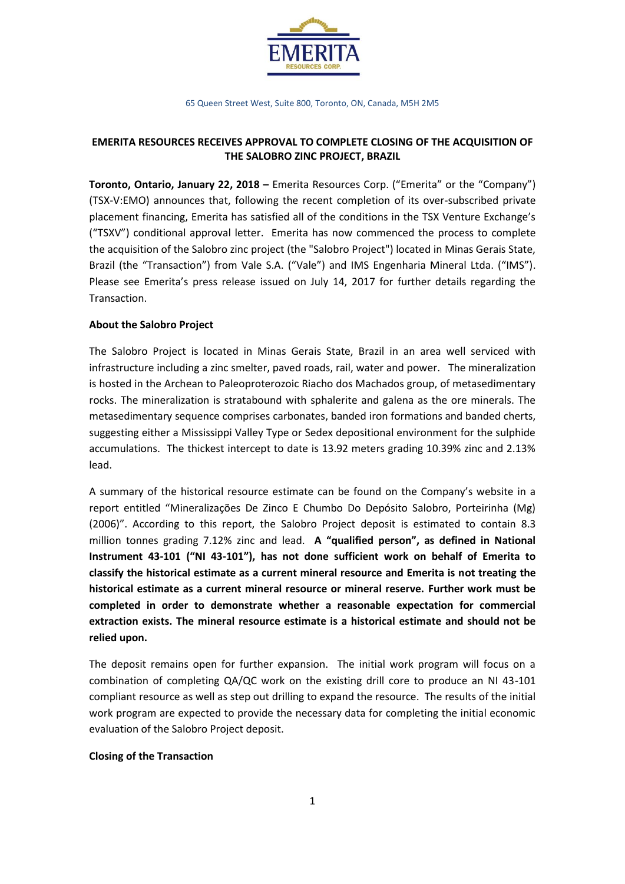EMERITA RESOURCES CORP.

65 Queen Street West, Suite 800, Toronto, ON, Canada, M5H 2M5

## EMERITA RESOURCES RECEIVES APPROVAL TO COMPLETE CLOSING OF THE ACQUISITION OF THE SALOBRO ZINC PROJECT, BRAZIL

**Toronto, Ontario, January 22, 2018 –** Emerita Resources Corp. ("Emerita" or the "Company") (TSX-V:EMO) announces that, following the recent completion of its over-subscribed private placement financing, Emerita has satisfied all of the conditions in the TSX Venture Exchange's ("TSXV") conditional approval letter. Emerita has now commenced the process to complete the acquisition of the Salobro zinc project (the "Salobro Project") located in Minas Gerais State, Brazil (the "Transaction") from Vale S.A. ("Vale") and IMS Engenharia Mineral Ltda. ("IMS"). Please see Emerita's press release issued on July 14, 2017 for further details regarding the Transaction.

### About the Salobro Project

The Salobro Project is located in Minas Gerais State, Brazil in an area well serviced with infrastructure including a zinc smelter, paved roads, rail, water and power. The mineralization is hosted in the Archean to Paleoproterozoic Riacho dos Machados group, of metasedimentary rocks. The mineralization is stratabound with sphalerite and galena as the ore minerals. The metasedimentary sequence comprises carbonates, banded iron formations and banded cherts, suggesting either a Mississippi Valley Type or Sedex depositional environment for the sulphide accumulations. The thickest intercept to date is 13.92 meters grading 10.39% zinc and 2.13% lead.

A summary of the historical resource estimate can be found on the Company's website in a report entitled "Mineralizações De Zinco E Chumbo Do Depósito Salobro, Porteirinha (Mg) (2006)". According to this report, the Salobro Project deposit is estimated to contain 8.3 million tonnes grading 7.12% zinc and lead. **A "qualified person", as defined in National Instrument 43-101 ("NI 43-101"), has not done sufficient work on behalf of Emerita to classify the historical estimate as a current mineral resource and Emerita is not treating the historical estimate as a current mineral resource or mineral reserve. Further work must be completed in order to demonstrate whether a reasonable expectation for commercial extraction exists. The mineral resource estimate is a historical estimate and should not be relied upon.**

The deposit remains open for further expansion. The initial work program will focus on a combination of completing QA/QC work on the existing drill core to produce an NI 43-101 compliant resource as well as step out drilling to expand the resource. The results of the initial work program are expected to provide the necessary data for completing the initial economic evaluation of the Salobro Project deposit.

### Closing of the Transaction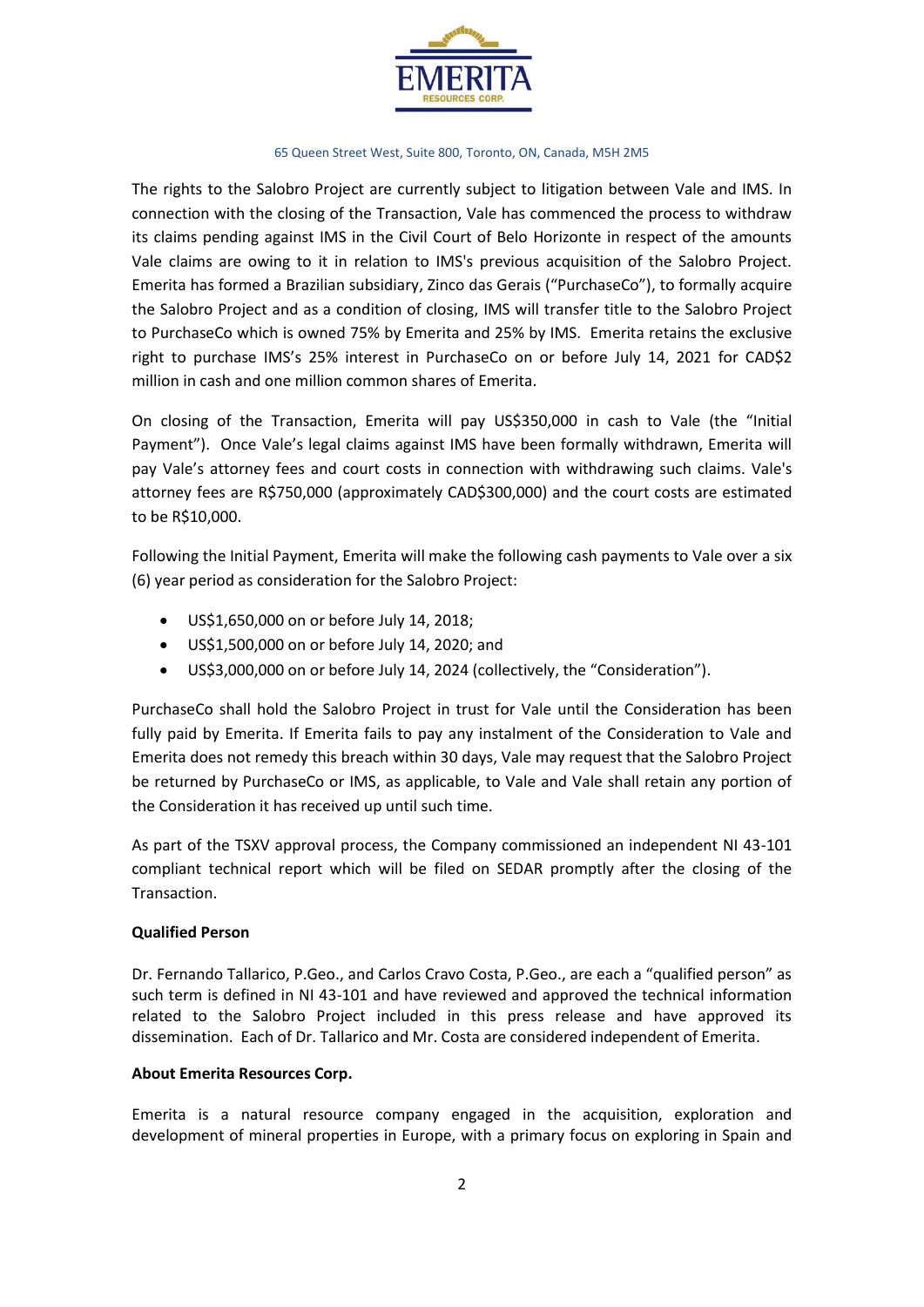The rights to the Salobro Project are currently subject to litigation between Vale and IMS. In connection with the closing of the Transaction, Vale has commenced the process to withdraw its claims pending against IMS in the Civil Court of Belo Horizonte in respect of the amounts Vale claims are owing to it in relation to IMS's previous acquisition of the Salobro Project. Emerita has formed a Brazilian subsidiary, Zinco das Gerais ("PurchaseCo"), to formally acquire the Salobro Project and as a condition of closing, IMS will transfer title to the Salobro Project to PurchaseCo which is owned 75% by Emerita and 25% by IMS. Emerita retains the exclusive right to purchase IMS's 25% interest in PurchaseCo on or before July 14, 2021 for CAD$2 million in cash and one million common shares of Emerita.

On closing of the Transaction, Emerita will pay US$350,000 in cash to Vale (the "Initial Payment"). Once Vale's legal claims against IMS have been formally withdrawn, Emerita will pay Vale's attorney fees and court costs in connection with withdrawing such claims. Vale's attorney fees are R$750,000 (approximately CAD$300,000) and the court costs are estimated to be R$10,000.

Following the Initial Payment, Emerita will make the following cash payments to Vale over a six (6) year period as consideration for the Salobro Project:

- US$1,650,000 on or before July 14, 2018;
- US$1,500,000 on or before July 14, 2020; and
- US$3,000,000 on or before July 14, 2024 (collectively, the "Consideration").

PurchaseCo shall hold the Salobro Project in trust for Vale until the Consideration has been fully paid by Emerita. If Emerita fails to pay any instalment of the Consideration to Vale and Emerita does not remedy this breach within 30 days, Vale may request that the Salobro Project be returned by PurchaseCo or IMS, as applicable, to Vale and Vale shall retain any portion of the Consideration it has received up until such time.

As part of the TSXV approval process, the Company commissioned an independent NI 43-101 compliant technical report which will be filed on SEDAR promptly after the closing of the Transaction.

**Qualified Person**

Dr. Fernando Tallarico, P.Geo., and Carlos Cravo Costa, P.Geo., are each a "qualified person" as such term is defined in NI 43-101 and have reviewed and approved the technical information related to the Salobro Project included in this press release and have approved its dissemination. Each of Dr. Tallarico and Mr. Costa are considered independent of Emerita.

**About Emerita Resources Corp.**

Emerita is a natural resource company engaged in the acquisition, exploration and development of mineral properties in Europe, with a primary focus on exploring in Spain and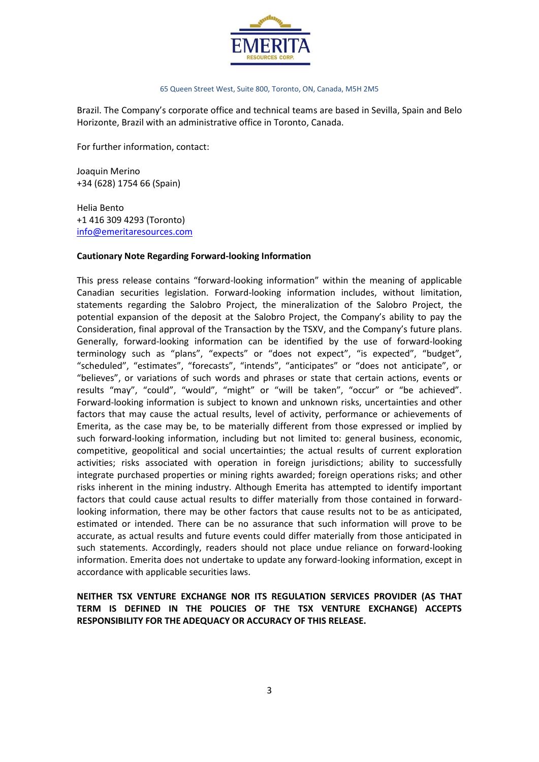Brazil. The Company's corporate office and technical teams are based in Sevilla, Spain and Belo Horizonte, Brazil with an administrative office in Toronto, Canada.

For further information, contact:

Joaquin Merino
+34 (628) 1754 66 (Spain)

Helia Bento
+1 416 309 4293 (Toronto)
info@emeritaresources.com

**Cautionary Note Regarding Forward-looking Information**

This press release contains "forward-looking information" within the meaning of applicable Canadian securities legislation. Forward-looking information includes, without limitation, statements regarding the Salobro Project, the mineralization of the Salobro Project, the potential expansion of the deposit at the Salobro Project, the Company's ability to pay the Consideration, final approval of the Transaction by the TSXV, and the Company's future plans. Generally, forward-looking information can be identified by the use of forward-looking terminology such as "plans", "expects" or "does not expect", "is expected", "budget", "scheduled", "estimates", "forecasts", "intends", "anticipates" or "does not anticipate", or "believes", or variations of such words and phrases or state that certain actions, events or results "may", "could", "would", "might" or "will be taken", "occur" or "be achieved". Forward-looking information is subject to known and unknown risks, uncertainties and other factors that may cause the actual results, level of activity, performance or achievements of Emerita, as the case may be, to be materially different from those expressed or implied by such forward-looking information, including but not limited to: general business, economic, competitive, geopolitical and social uncertainties; the actual results of current exploration activities; risks associated with operation in foreign jurisdictions; ability to successfully integrate purchased properties or mining rights awarded; foreign operations risks; and other risks inherent in the mining industry. Although Emerita has attempted to identify important factors that could cause actual results to differ materially from those contained in forward-looking information, there may be other factors that cause results not to be as anticipated, estimated or intended. There can be no assurance that such information will prove to be accurate, as actual results and future events could differ materially from those anticipated in such statements. Accordingly, readers should not place undue reliance on forward-looking information. Emerita does not undertake to update any forward-looking information, except in accordance with applicable securities laws.

**NEITHER TSX VENTURE EXCHANGE NOR ITS REGULATION SERVICES PROVIDER (AS THAT TERM IS DEFINED IN THE POLICIES OF THE TSX VENTURE EXCHANGE) ACCEPTS RESPONSIBILITY FOR THE ADEQUACY OR ACCURACY OF THIS RELEASE.**